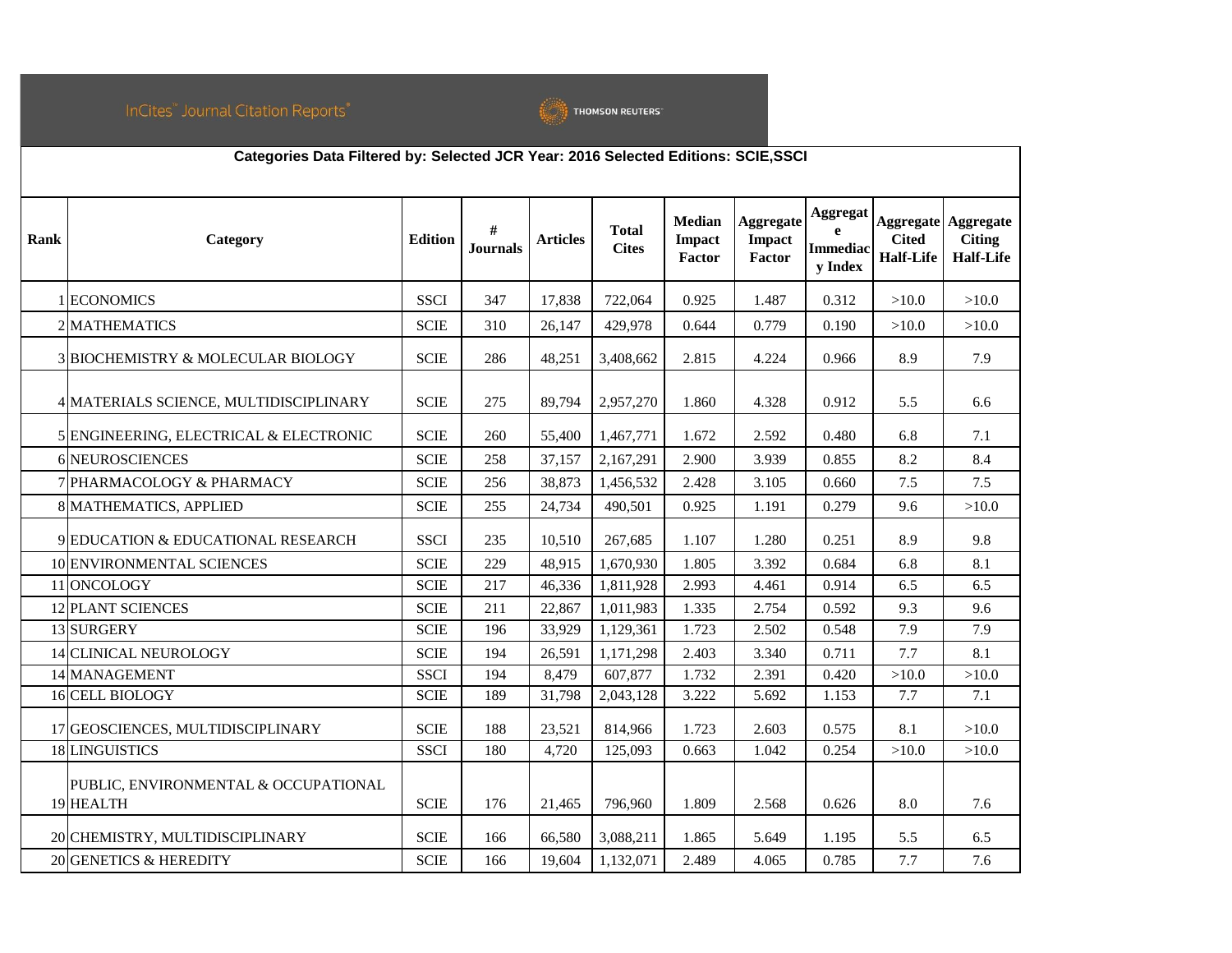InCites™ Journal Citation Reports® — THOMSON REUTERS™

**Categories Data Filtered by: Selected JCR Year: 2016 Selected Editions: SCIE,SSCI**

| Rank | Category | Edition | # Journals | Articles | Total Cites | Median Impact Factor | Aggregate Impact Factor | Aggregate Immediacy Index | Aggregate Cited Half-Life | Aggregate Citing Half-Life |
|---|---|---|---|---|---|---|---|---|---|---|
| 1 | ECONOMICS | SSCI | 347 | 17,838 | 722,064 | 0.925 | 1.487 | 0.312 | >10.0 | >10.0 |
| 2 | MATHEMATICS | SCIE | 310 | 26,147 | 429,978 | 0.644 | 0.779 | 0.190 | >10.0 | >10.0 |
| 3 | BIOCHEMISTRY & MOLECULAR BIOLOGY | SCIE | 286 | 48,251 | 3,408,662 | 2.815 | 4.224 | 0.966 | 8.9 | 7.9 |
| 4 | MATERIALS SCIENCE, MULTIDISCIPLINARY | SCIE | 275 | 89,794 | 2,957,270 | 1.860 | 4.328 | 0.912 | 5.5 | 6.6 |
| 5 | ENGINEERING, ELECTRICAL & ELECTRONIC | SCIE | 260 | 55,400 | 1,467,771 | 1.672 | 2.592 | 0.480 | 6.8 | 7.1 |
| 6 | NEUROSCIENCES | SCIE | 258 | 37,157 | 2,167,291 | 2.900 | 3.939 | 0.855 | 8.2 | 8.4 |
| 7 | PHARMACOLOGY & PHARMACY | SCIE | 256 | 38,873 | 1,456,532 | 2.428 | 3.105 | 0.660 | 7.5 | 7.5 |
| 8 | MATHEMATICS, APPLIED | SCIE | 255 | 24,734 | 490,501 | 0.925 | 1.191 | 0.279 | 9.6 | >10.0 |
| 9 | EDUCATION & EDUCATIONAL RESEARCH | SSCI | 235 | 10,510 | 267,685 | 1.107 | 1.280 | 0.251 | 8.9 | 9.8 |
| 10 | ENVIRONMENTAL SCIENCES | SCIE | 229 | 48,915 | 1,670,930 | 1.805 | 3.392 | 0.684 | 6.8 | 8.1 |
| 11 | ONCOLOGY | SCIE | 217 | 46,336 | 1,811,928 | 2.993 | 4.461 | 0.914 | 6.5 | 6.5 |
| 12 | PLANT SCIENCES | SCIE | 211 | 22,867 | 1,011,983 | 1.335 | 2.754 | 0.592 | 9.3 | 9.6 |
| 13 | SURGERY | SCIE | 196 | 33,929 | 1,129,361 | 1.723 | 2.502 | 0.548 | 7.9 | 7.9 |
| 14 | CLINICAL NEUROLOGY | SCIE | 194 | 26,591 | 1,171,298 | 2.403 | 3.340 | 0.711 | 7.7 | 8.1 |
| 14 | MANAGEMENT | SSCI | 194 | 8,479 | 607,877 | 1.732 | 2.391 | 0.420 | >10.0 | >10.0 |
| 16 | CELL BIOLOGY | SCIE | 189 | 31,798 | 2,043,128 | 3.222 | 5.692 | 1.153 | 7.7 | 7.1 |
| 17 | GEOSCIENCES, MULTIDISCIPLINARY | SCIE | 188 | 23,521 | 814,966 | 1.723 | 2.603 | 0.575 | 8.1 | >10.0 |
| 18 | LINGUISTICS | SSCI | 180 | 4,720 | 125,093 | 0.663 | 1.042 | 0.254 | >10.0 | >10.0 |
| 19 | PUBLIC, ENVIRONMENTAL & OCCUPATIONAL HEALTH | SCIE | 176 | 21,465 | 796,960 | 1.809 | 2.568 | 0.626 | 8.0 | 7.6 |
| 20 | CHEMISTRY, MULTIDISCIPLINARY | SCIE | 166 | 66,580 | 3,088,211 | 1.865 | 5.649 | 1.195 | 5.5 | 6.5 |
| 20 | GENETICS & HEREDITY | SCIE | 166 | 19,604 | 1,132,071 | 2.489 | 4.065 | 0.785 | 7.7 | 7.6 |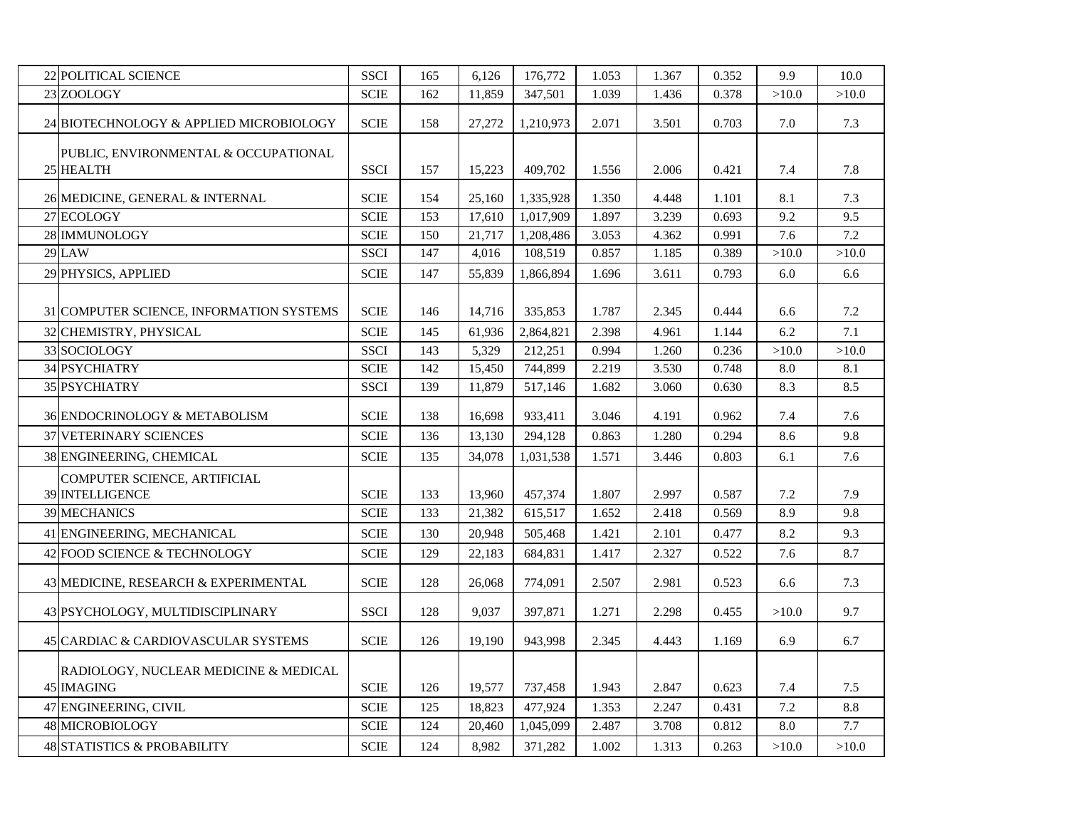| | | | | | | | | | | |
|---|---|---|---|---|---|---|---|---|---|---|
| 22 | POLITICAL SCIENCE | SSCI | 165 | 6,126 | 176,772 | 1.053 | 1.367 | 0.352 | 9.9 | 10.0 |
| 23 | ZOOLOGY | SCIE | 162 | 11,859 | 347,501 | 1.039 | 1.436 | 0.378 | >10.0 | >10.0 |
| 24 | BIOTECHNOLOGY & APPLIED MICROBIOLOGY | SCIE | 158 | 27,272 | 1,210,973 | 2.071 | 3.501 | 0.703 | 7.0 | 7.3 |
| 25 | PUBLIC, ENVIRONMENTAL & OCCUPATIONAL HEALTH | SSCI | 157 | 15,223 | 409,702 | 1.556 | 2.006 | 0.421 | 7.4 | 7.8 |
| 26 | MEDICINE, GENERAL & INTERNAL | SCIE | 154 | 25,160 | 1,335,928 | 1.350 | 4.448 | 1.101 | 8.1 | 7.3 |
| 27 | ECOLOGY | SCIE | 153 | 17,610 | 1,017,909 | 1.897 | 3.239 | 0.693 | 9.2 | 9.5 |
| 28 | IMMUNOLOGY | SCIE | 150 | 21,717 | 1,208,486 | 3.053 | 4.362 | 0.991 | 7.6 | 7.2 |
| 29 | LAW | SSCI | 147 | 4,016 | 108,519 | 0.857 | 1.185 | 0.389 | >10.0 | >10.0 |
| 29 | PHYSICS, APPLIED | SCIE | 147 | 55,839 | 1,866,894 | 1.696 | 3.611 | 0.793 | 6.0 | 6.6 |
| 31 | COMPUTER SCIENCE, INFORMATION SYSTEMS | SCIE | 146 | 14,716 | 335,853 | 1.787 | 2.345 | 0.444 | 6.6 | 7.2 |
| 32 | CHEMISTRY, PHYSICAL | SCIE | 145 | 61,936 | 2,864,821 | 2.398 | 4.961 | 1.144 | 6.2 | 7.1 |
| 33 | SOCIOLOGY | SSCI | 143 | 5,329 | 212,251 | 0.994 | 1.260 | 0.236 | >10.0 | >10.0 |
| 34 | PSYCHIATRY | SCIE | 142 | 15,450 | 744,899 | 2.219 | 3.530 | 0.748 | 8.0 | 8.1 |
| 35 | PSYCHIATRY | SSCI | 139 | 11,879 | 517,146 | 1.682 | 3.060 | 0.630 | 8.3 | 8.5 |
| 36 | ENDOCRINOLOGY & METABOLISM | SCIE | 138 | 16,698 | 933,411 | 3.046 | 4.191 | 0.962 | 7.4 | 7.6 |
| 37 | VETERINARY SCIENCES | SCIE | 136 | 13,130 | 294,128 | 0.863 | 1.280 | 0.294 | 8.6 | 9.8 |
| 38 | ENGINEERING, CHEMICAL | SCIE | 135 | 34,078 | 1,031,538 | 1.571 | 3.446 | 0.803 | 6.1 | 7.6 |
| 39 | COMPUTER SCIENCE, ARTIFICIAL INTELLIGENCE | SCIE | 133 | 13,960 | 457,374 | 1.807 | 2.997 | 0.587 | 7.2 | 7.9 |
| 39 | MECHANICS | SCIE | 133 | 21,382 | 615,517 | 1.652 | 2.418 | 0.569 | 8.9 | 9.8 |
| 41 | ENGINEERING, MECHANICAL | SCIE | 130 | 20,948 | 505,468 | 1.421 | 2.101 | 0.477 | 8.2 | 9.3 |
| 42 | FOOD SCIENCE & TECHNOLOGY | SCIE | 129 | 22,183 | 684,831 | 1.417 | 2.327 | 0.522 | 7.6 | 8.7 |
| 43 | MEDICINE, RESEARCH & EXPERIMENTAL | SCIE | 128 | 26,068 | 774,091 | 2.507 | 2.981 | 0.523 | 6.6 | 7.3 |
| 43 | PSYCHOLOGY, MULTIDISCIPLINARY | SSCI | 128 | 9,037 | 397,871 | 1.271 | 2.298 | 0.455 | >10.0 | 9.7 |
| 45 | CARDIAC & CARDIOVASCULAR SYSTEMS | SCIE | 126 | 19,190 | 943,998 | 2.345 | 4.443 | 1.169 | 6.9 | 6.7 |
| 45 | RADIOLOGY, NUCLEAR MEDICINE & MEDICAL IMAGING | SCIE | 126 | 19,577 | 737,458 | 1.943 | 2.847 | 0.623 | 7.4 | 7.5 |
| 47 | ENGINEERING, CIVIL | SCIE | 125 | 18,823 | 477,924 | 1.353 | 2.247 | 0.431 | 7.2 | 8.8 |
| 48 | MICROBIOLOGY | SCIE | 124 | 20,460 | 1,045,099 | 2.487 | 3.708 | 0.812 | 8.0 | 7.7 |
| 48 | STATISTICS & PROBABILITY | SCIE | 124 | 8,982 | 371,282 | 1.002 | 1.313 | 0.263 | >10.0 | >10.0 |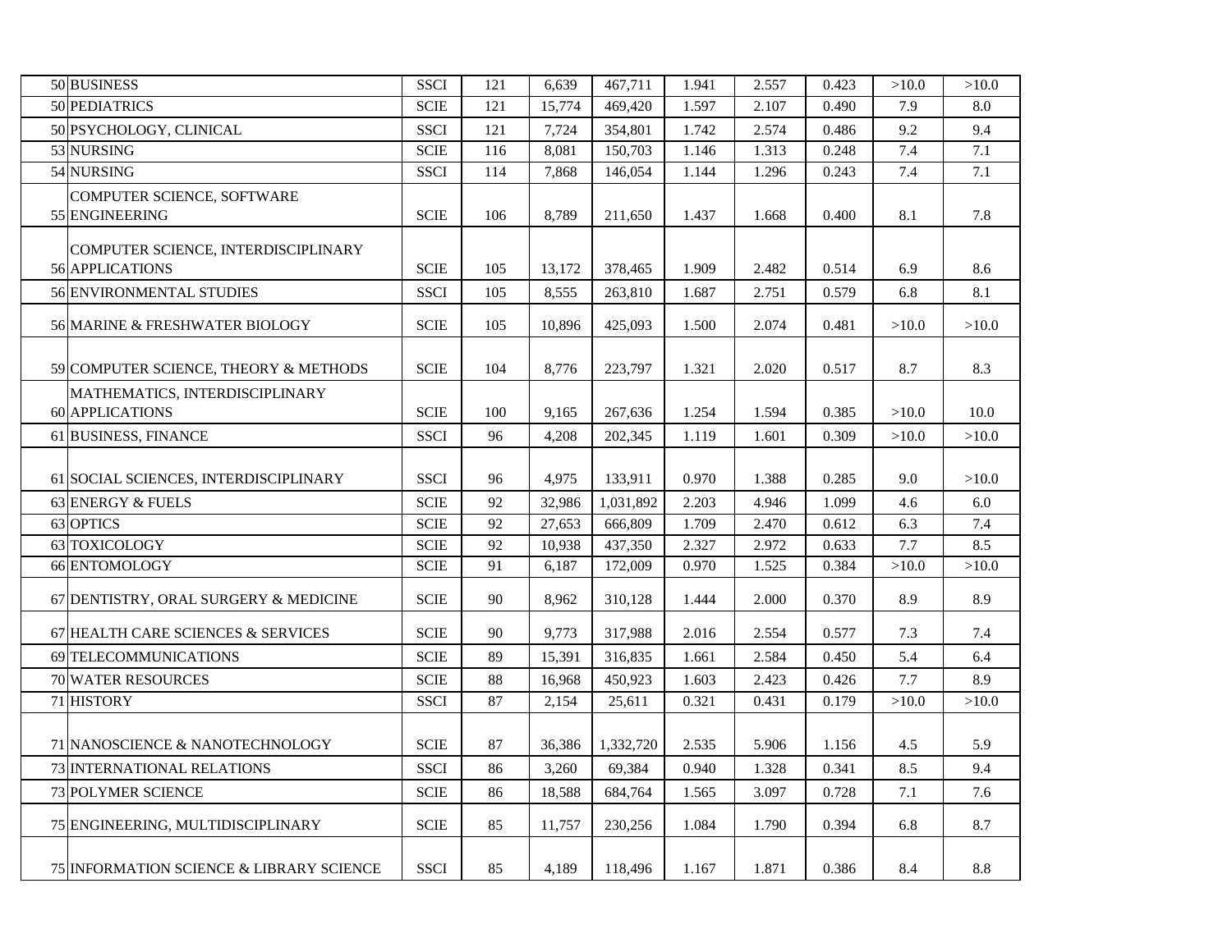| | | | | | | | | | | |
|---|---|---|---|---|---|---|---|---|---|---|
| 50 | BUSINESS | SSCI | 121 | 6,639 | 467,711 | 1.941 | 2.557 | 0.423 | >10.0 | >10.0 |
| 50 | PEDIATRICS | SCIE | 121 | 15,774 | 469,420 | 1.597 | 2.107 | 0.490 | 7.9 | 8.0 |
| 50 | PSYCHOLOGY, CLINICAL | SSCI | 121 | 7,724 | 354,801 | 1.742 | 2.574 | 0.486 | 9.2 | 9.4 |
| 53 | NURSING | SCIE | 116 | 8,081 | 150,703 | 1.146 | 1.313 | 0.248 | 7.4 | 7.1 |
| 54 | NURSING | SSCI | 114 | 7,868 | 146,054 | 1.144 | 1.296 | 0.243 | 7.4 | 7.1 |
| 55 | COMPUTER SCIENCE, SOFTWARE ENGINEERING | SCIE | 106 | 8,789 | 211,650 | 1.437 | 1.668 | 0.400 | 8.1 | 7.8 |
| 56 | COMPUTER SCIENCE, INTERDISCIPLINARY APPLICATIONS | SCIE | 105 | 13,172 | 378,465 | 1.909 | 2.482 | 0.514 | 6.9 | 8.6 |
| 56 | ENVIRONMENTAL STUDIES | SSCI | 105 | 8,555 | 263,810 | 1.687 | 2.751 | 0.579 | 6.8 | 8.1 |
| 56 | MARINE & FRESHWATER BIOLOGY | SCIE | 105 | 10,896 | 425,093 | 1.500 | 2.074 | 0.481 | >10.0 | >10.0 |
| 59 | COMPUTER SCIENCE, THEORY & METHODS | SCIE | 104 | 8,776 | 223,797 | 1.321 | 2.020 | 0.517 | 8.7 | 8.3 |
| 60 | MATHEMATICS, INTERDISCIPLINARY APPLICATIONS | SCIE | 100 | 9,165 | 267,636 | 1.254 | 1.594 | 0.385 | >10.0 | 10.0 |
| 61 | BUSINESS, FINANCE | SSCI | 96 | 4,208 | 202,345 | 1.119 | 1.601 | 0.309 | >10.0 | >10.0 |
| 61 | SOCIAL SCIENCES, INTERDISCIPLINARY | SSCI | 96 | 4,975 | 133,911 | 0.970 | 1.388 | 0.285 | 9.0 | >10.0 |
| 63 | ENERGY & FUELS | SCIE | 92 | 32,986 | 1,031,892 | 2.203 | 4.946 | 1.099 | 4.6 | 6.0 |
| 63 | OPTICS | SCIE | 92 | 27,653 | 666,809 | 1.709 | 2.470 | 0.612 | 6.3 | 7.4 |
| 63 | TOXICOLOGY | SCIE | 92 | 10,938 | 437,350 | 2.327 | 2.972 | 0.633 | 7.7 | 8.5 |
| 66 | ENTOMOLOGY | SCIE | 91 | 6,187 | 172,009 | 0.970 | 1.525 | 0.384 | >10.0 | >10.0 |
| 67 | DENTISTRY, ORAL SURGERY & MEDICINE | SCIE | 90 | 8,962 | 310,128 | 1.444 | 2.000 | 0.370 | 8.9 | 8.9 |
| 67 | HEALTH CARE SCIENCES & SERVICES | SCIE | 90 | 9,773 | 317,988 | 2.016 | 2.554 | 0.577 | 7.3 | 7.4 |
| 69 | TELECOMMUNICATIONS | SCIE | 89 | 15,391 | 316,835 | 1.661 | 2.584 | 0.450 | 5.4 | 6.4 |
| 70 | WATER RESOURCES | SCIE | 88 | 16,968 | 450,923 | 1.603 | 2.423 | 0.426 | 7.7 | 8.9 |
| 71 | HISTORY | SSCI | 87 | 2,154 | 25,611 | 0.321 | 0.431 | 0.179 | >10.0 | >10.0 |
| 71 | NANOSCIENCE & NANOTECHNOLOGY | SCIE | 87 | 36,386 | 1,332,720 | 2.535 | 5.906 | 1.156 | 4.5 | 5.9 |
| 73 | INTERNATIONAL RELATIONS | SSCI | 86 | 3,260 | 69,384 | 0.940 | 1.328 | 0.341 | 8.5 | 9.4 |
| 73 | POLYMER SCIENCE | SCIE | 86 | 18,588 | 684,764 | 1.565 | 3.097 | 0.728 | 7.1 | 7.6 |
| 75 | ENGINEERING, MULTIDISCIPLINARY | SCIE | 85 | 11,757 | 230,256 | 1.084 | 1.790 | 0.394 | 6.8 | 8.7 |
| 75 | INFORMATION SCIENCE & LIBRARY SCIENCE | SSCI | 85 | 4,189 | 118,496 | 1.167 | 1.871 | 0.386 | 8.4 | 8.8 |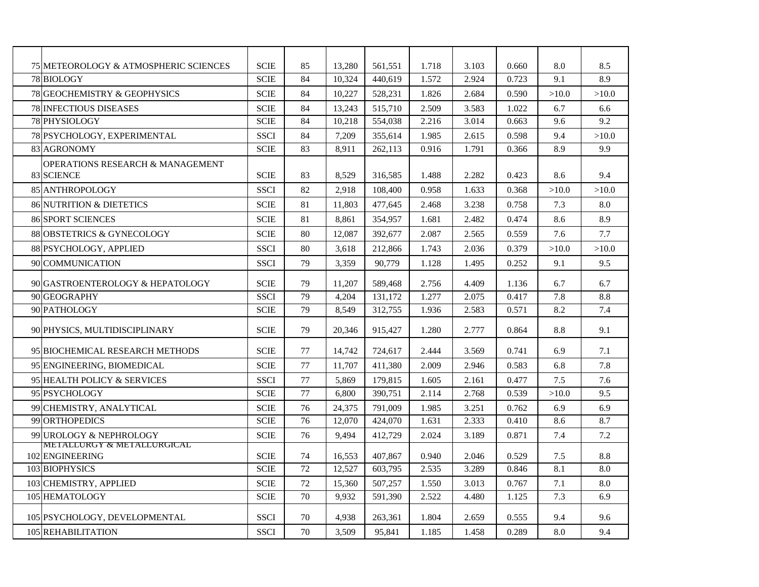| | | | | | | | | | | |
|---|---|---|---|---|---|---|---|---|---|---|
| 75 | METEOROLOGY & ATMOSPHERIC SCIENCES | SCIE | 85 | 13,280 | 561,551 | 1.718 | 3.103 | 0.660 | 8.0 | 8.5 |
| 78 | BIOLOGY | SCIE | 84 | 10,324 | 440,619 | 1.572 | 2.924 | 0.723 | 9.1 | 8.9 |
| 78 | GEOCHEMISTRY & GEOPHYSICS | SCIE | 84 | 10,227 | 528,231 | 1.826 | 2.684 | 0.590 | >10.0 | >10.0 |
| 78 | INFECTIOUS DISEASES | SCIE | 84 | 13,243 | 515,710 | 2.509 | 3.583 | 1.022 | 6.7 | 6.6 |
| 78 | PHYSIOLOGY | SCIE | 84 | 10,218 | 554,038 | 2.216 | 3.014 | 0.663 | 9.6 | 9.2 |
| 78 | PSYCHOLOGY, EXPERIMENTAL | SSCI | 84 | 7,209 | 355,614 | 1.985 | 2.615 | 0.598 | 9.4 | >10.0 |
| 83 | AGRONOMY | SCIE | 83 | 8,911 | 262,113 | 0.916 | 1.791 | 0.366 | 8.9 | 9.9 |
| 83 | OPERATIONS RESEARCH & MANAGEMENT SCIENCE | SCIE | 83 | 8,529 | 316,585 | 1.488 | 2.282 | 0.423 | 8.6 | 9.4 |
| 85 | ANTHROPOLOGY | SSCI | 82 | 2,918 | 108,400 | 0.958 | 1.633 | 0.368 | >10.0 | >10.0 |
| 86 | NUTRITION & DIETETICS | SCIE | 81 | 11,803 | 477,645 | 2.468 | 3.238 | 0.758 | 7.3 | 8.0 |
| 86 | SPORT SCIENCES | SCIE | 81 | 8,861 | 354,957 | 1.681 | 2.482 | 0.474 | 8.6 | 8.9 |
| 88 | OBSTETRICS & GYNECOLOGY | SCIE | 80 | 12,087 | 392,677 | 2.087 | 2.565 | 0.559 | 7.6 | 7.7 |
| 88 | PSYCHOLOGY, APPLIED | SSCI | 80 | 3,618 | 212,866 | 1.743 | 2.036 | 0.379 | >10.0 | >10.0 |
| 90 | COMMUNICATION | SSCI | 79 | 3,359 | 90,779 | 1.128 | 1.495 | 0.252 | 9.1 | 9.5 |
| 90 | GASTROENTEROLOGY & HEPATOLOGY | SCIE | 79 | 11,207 | 589,468 | 2.756 | 4.409 | 1.136 | 6.7 | 6.7 |
| 90 | GEOGRAPHY | SSCI | 79 | 4,204 | 131,172 | 1.277 | 2.075 | 0.417 | 7.8 | 8.8 |
| 90 | PATHOLOGY | SCIE | 79 | 8,549 | 312,755 | 1.936 | 2.583 | 0.571 | 8.2 | 7.4 |
| 90 | PHYSICS, MULTIDISCIPLINARY | SCIE | 79 | 20,346 | 915,427 | 1.280 | 2.777 | 0.864 | 8.8 | 9.1 |
| 95 | BIOCHEMICAL RESEARCH METHODS | SCIE | 77 | 14,742 | 724,617 | 2.444 | 3.569 | 0.741 | 6.9 | 7.1 |
| 95 | ENGINEERING, BIOMEDICAL | SCIE | 77 | 11,707 | 411,380 | 2.009 | 2.946 | 0.583 | 6.8 | 7.8 |
| 95 | HEALTH POLICY & SERVICES | SSCI | 77 | 5,869 | 179,815 | 1.605 | 2.161 | 0.477 | 7.5 | 7.6 |
| 95 | PSYCHOLOGY | SCIE | 77 | 6,800 | 390,751 | 2.114 | 2.768 | 0.539 | >10.0 | 9.5 |
| 99 | CHEMISTRY, ANALYTICAL | SCIE | 76 | 24,375 | 791,009 | 1.985 | 3.251 | 0.762 | 6.9 | 6.9 |
| 99 | ORTHOPEDICS | SCIE | 76 | 12,070 | 424,070 | 1.631 | 2.333 | 0.410 | 8.6 | 8.7 |
| 99 | UROLOGY & NEPHROLOGY | SCIE | 76 | 9,494 | 412,729 | 2.024 | 3.189 | 0.871 | 7.4 | 7.2 |
| 102 | METALLURGY & METALLURGICAL ENGINEERING | SCIE | 74 | 16,553 | 407,867 | 0.940 | 2.046 | 0.529 | 7.5 | 8.8 |
| 103 | BIOPHYSICS | SCIE | 72 | 12,527 | 603,795 | 2.535 | 3.289 | 0.846 | 8.1 | 8.0 |
| 103 | CHEMISTRY, APPLIED | SCIE | 72 | 15,360 | 507,257 | 1.550 | 3.013 | 0.767 | 7.1 | 8.0 |
| 105 | HEMATOLOGY | SCIE | 70 | 9,932 | 591,390 | 2.522 | 4.480 | 1.125 | 7.3 | 6.9 |
| 105 | PSYCHOLOGY, DEVELOPMENTAL | SSCI | 70 | 4,938 | 263,361 | 1.804 | 2.659 | 0.555 | 9.4 | 9.6 |
| 105 | REHABILITATION | SSCI | 70 | 3,509 | 95,841 | 1.185 | 1.458 | 0.289 | 8.0 | 9.4 |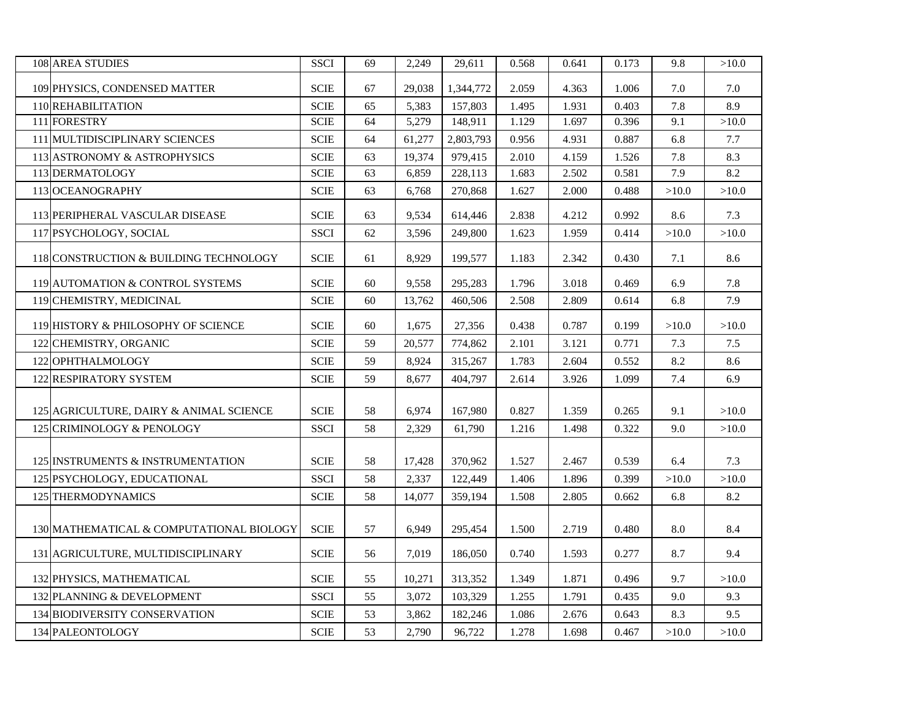| | | | | | | | | | | |
|---|---|---|---|---|---|---|---|---|---|---|
| 108 | AREA STUDIES | SSCI | 69 | 2,249 | 29,611 | 0.568 | 0.641 | 0.173 | 9.8 | >10.0 |
| 109 | PHYSICS, CONDENSED MATTER | SCIE | 67 | 29,038 | 1,344,772 | 2.059 | 4.363 | 1.006 | 7.0 | 7.0 |
| 110 | REHABILITATION | SCIE | 65 | 5,383 | 157,803 | 1.495 | 1.931 | 0.403 | 7.8 | 8.9 |
| 111 | FORESTRY | SCIE | 64 | 5,279 | 148,911 | 1.129 | 1.697 | 0.396 | 9.1 | >10.0 |
| 111 | MULTIDISCIPLINARY SCIENCES | SCIE | 64 | 61,277 | 2,803,793 | 0.956 | 4.931 | 0.887 | 6.8 | 7.7 |
| 113 | ASTRONOMY & ASTROPHYSICS | SCIE | 63 | 19,374 | 979,415 | 2.010 | 4.159 | 1.526 | 7.8 | 8.3 |
| 113 | DERMATOLOGY | SCIE | 63 | 6,859 | 228,113 | 1.683 | 2.502 | 0.581 | 7.9 | 8.2 |
| 113 | OCEANOGRAPHY | SCIE | 63 | 6,768 | 270,868 | 1.627 | 2.000 | 0.488 | >10.0 | >10.0 |
| 113 | PERIPHERAL VASCULAR DISEASE | SCIE | 63 | 9,534 | 614,446 | 2.838 | 4.212 | 0.992 | 8.6 | 7.3 |
| 117 | PSYCHOLOGY, SOCIAL | SSCI | 62 | 3,596 | 249,800 | 1.623 | 1.959 | 0.414 | >10.0 | >10.0 |
| 118 | CONSTRUCTION & BUILDING TECHNOLOGY | SCIE | 61 | 8,929 | 199,577 | 1.183 | 2.342 | 0.430 | 7.1 | 8.6 |
| 119 | AUTOMATION & CONTROL SYSTEMS | SCIE | 60 | 9,558 | 295,283 | 1.796 | 3.018 | 0.469 | 6.9 | 7.8 |
| 119 | CHEMISTRY, MEDICINAL | SCIE | 60 | 13,762 | 460,506 | 2.508 | 2.809 | 0.614 | 6.8 | 7.9 |
| 119 | HISTORY & PHILOSOPHY OF SCIENCE | SCIE | 60 | 1,675 | 27,356 | 0.438 | 0.787 | 0.199 | >10.0 | >10.0 |
| 122 | CHEMISTRY, ORGANIC | SCIE | 59 | 20,577 | 774,862 | 2.101 | 3.121 | 0.771 | 7.3 | 7.5 |
| 122 | OPHTHALMOLOGY | SCIE | 59 | 8,924 | 315,267 | 1.783 | 2.604 | 0.552 | 8.2 | 8.6 |
| 122 | RESPIRATORY SYSTEM | SCIE | 59 | 8,677 | 404,797 | 2.614 | 3.926 | 1.099 | 7.4 | 6.9 |
| 125 | AGRICULTURE, DAIRY & ANIMAL SCIENCE | SCIE | 58 | 6,974 | 167,980 | 0.827 | 1.359 | 0.265 | 9.1 | >10.0 |
| 125 | CRIMINOLOGY & PENOLOGY | SSCI | 58 | 2,329 | 61,790 | 1.216 | 1.498 | 0.322 | 9.0 | >10.0 |
| 125 | INSTRUMENTS & INSTRUMENTATION | SCIE | 58 | 17,428 | 370,962 | 1.527 | 2.467 | 0.539 | 6.4 | 7.3 |
| 125 | PSYCHOLOGY, EDUCATIONAL | SSCI | 58 | 2,337 | 122,449 | 1.406 | 1.896 | 0.399 | >10.0 | >10.0 |
| 125 | THERMODYNAMICS | SCIE | 58 | 14,077 | 359,194 | 1.508 | 2.805 | 0.662 | 6.8 | 8.2 |
| 130 | MATHEMATICAL & COMPUTATIONAL BIOLOGY | SCIE | 57 | 6,949 | 295,454 | 1.500 | 2.719 | 0.480 | 8.0 | 8.4 |
| 131 | AGRICULTURE, MULTIDISCIPLINARY | SCIE | 56 | 7,019 | 186,050 | 0.740 | 1.593 | 0.277 | 8.7 | 9.4 |
| 132 | PHYSICS, MATHEMATICAL | SCIE | 55 | 10,271 | 313,352 | 1.349 | 1.871 | 0.496 | 9.7 | >10.0 |
| 132 | PLANNING & DEVELOPMENT | SSCI | 55 | 3,072 | 103,329 | 1.255 | 1.791 | 0.435 | 9.0 | 9.3 |
| 134 | BIODIVERSITY CONSERVATION | SCIE | 53 | 3,862 | 182,246 | 1.086 | 2.676 | 0.643 | 8.3 | 9.5 |
| 134 | PALEONTOLOGY | SCIE | 53 | 2,790 | 96,722 | 1.278 | 1.698 | 0.467 | >10.0 | >10.0 |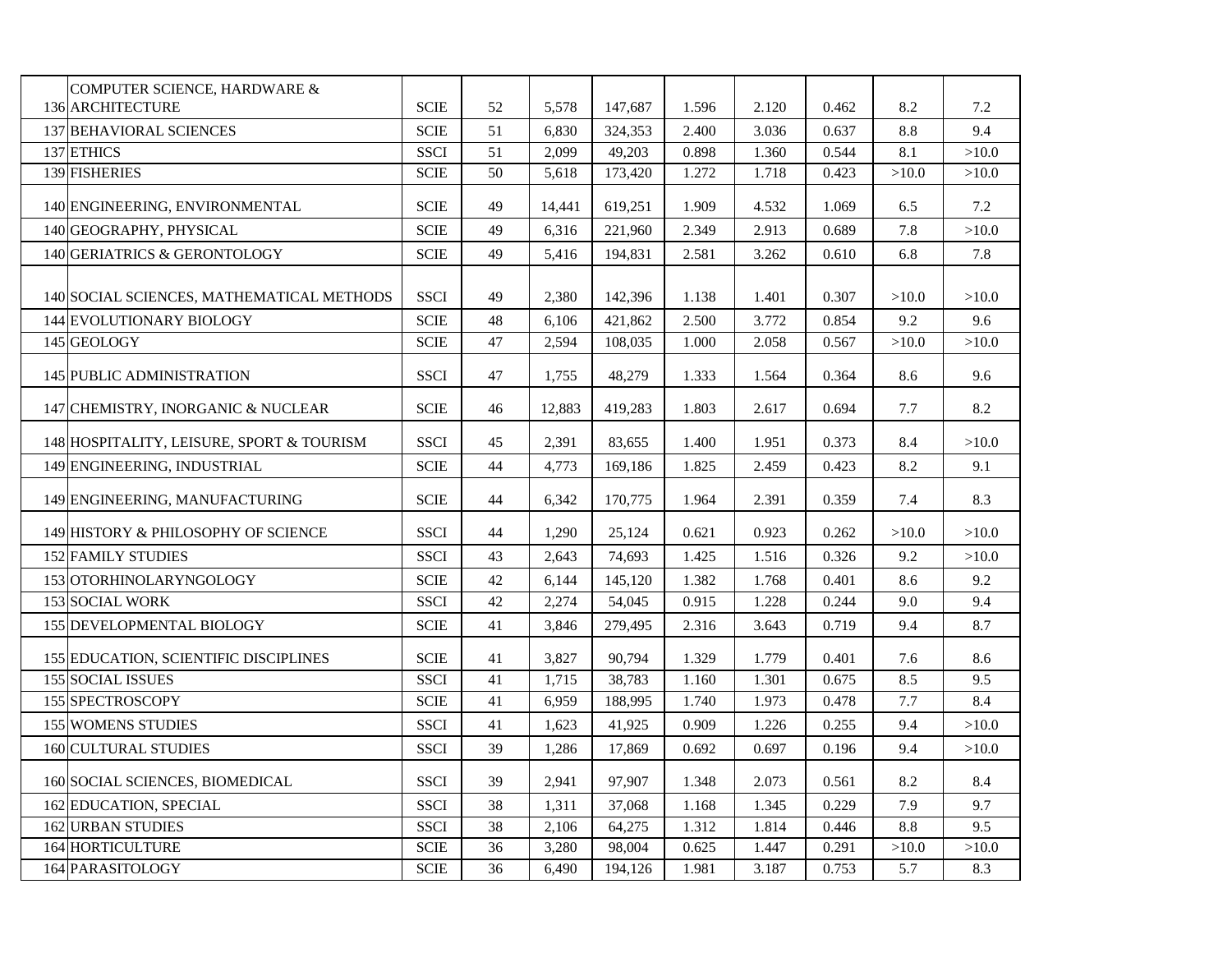| | | | | | | | | | |
|---|---|---|---|---|---|---|---|---|---|
| 136 | COMPUTER SCIENCE, HARDWARE & ARCHITECTURE | SCIE | 52 | 5,578 | 147,687 | 1.596 | 2.120 | 0.462 | 8.2 | 7.2 |
| 137 | BEHAVIORAL SCIENCES | SCIE | 51 | 6,830 | 324,353 | 2.400 | 3.036 | 0.637 | 8.8 | 9.4 |
| 137 | ETHICS | SSCI | 51 | 2,099 | 49,203 | 0.898 | 1.360 | 0.544 | 8.1 | >10.0 |
| 139 | FISHERIES | SCIE | 50 | 5,618 | 173,420 | 1.272 | 1.718 | 0.423 | >10.0 | >10.0 |
| 140 | ENGINEERING, ENVIRONMENTAL | SCIE | 49 | 14,441 | 619,251 | 1.909 | 4.532 | 1.069 | 6.5 | 7.2 |
| 140 | GEOGRAPHY, PHYSICAL | SCIE | 49 | 6,316 | 221,960 | 2.349 | 2.913 | 0.689 | 7.8 | >10.0 |
| 140 | GERIATRICS & GERONTOLOGY | SCIE | 49 | 5,416 | 194,831 | 2.581 | 3.262 | 0.610 | 6.8 | 7.8 |
| 140 | SOCIAL SCIENCES, MATHEMATICAL METHODS | SSCI | 49 | 2,380 | 142,396 | 1.138 | 1.401 | 0.307 | >10.0 | >10.0 |
| 144 | EVOLUTIONARY BIOLOGY | SCIE | 48 | 6,106 | 421,862 | 2.500 | 3.772 | 0.854 | 9.2 | 9.6 |
| 145 | GEOLOGY | SCIE | 47 | 2,594 | 108,035 | 1.000 | 2.058 | 0.567 | >10.0 | >10.0 |
| 145 | PUBLIC ADMINISTRATION | SSCI | 47 | 1,755 | 48,279 | 1.333 | 1.564 | 0.364 | 8.6 | 9.6 |
| 147 | CHEMISTRY, INORGANIC & NUCLEAR | SCIE | 46 | 12,883 | 419,283 | 1.803 | 2.617 | 0.694 | 7.7 | 8.2 |
| 148 | HOSPITALITY, LEISURE, SPORT & TOURISM | SSCI | 45 | 2,391 | 83,655 | 1.400 | 1.951 | 0.373 | 8.4 | >10.0 |
| 149 | ENGINEERING, INDUSTRIAL | SCIE | 44 | 4,773 | 169,186 | 1.825 | 2.459 | 0.423 | 8.2 | 9.1 |
| 149 | ENGINEERING, MANUFACTURING | SCIE | 44 | 6,342 | 170,775 | 1.964 | 2.391 | 0.359 | 7.4 | 8.3 |
| 149 | HISTORY & PHILOSOPHY OF SCIENCE | SSCI | 44 | 1,290 | 25,124 | 0.621 | 0.923 | 0.262 | >10.0 | >10.0 |
| 152 | FAMILY STUDIES | SSCI | 43 | 2,643 | 74,693 | 1.425 | 1.516 | 0.326 | 9.2 | >10.0 |
| 153 | OTORHINOLARYNGOLOGY | SCIE | 42 | 6,144 | 145,120 | 1.382 | 1.768 | 0.401 | 8.6 | 9.2 |
| 153 | SOCIAL WORK | SSCI | 42 | 2,274 | 54,045 | 0.915 | 1.228 | 0.244 | 9.0 | 9.4 |
| 155 | DEVELOPMENTAL BIOLOGY | SCIE | 41 | 3,846 | 279,495 | 2.316 | 3.643 | 0.719 | 9.4 | 8.7 |
| 155 | EDUCATION, SCIENTIFIC DISCIPLINES | SCIE | 41 | 3,827 | 90,794 | 1.329 | 1.779 | 0.401 | 7.6 | 8.6 |
| 155 | SOCIAL ISSUES | SSCI | 41 | 1,715 | 38,783 | 1.160 | 1.301 | 0.675 | 8.5 | 9.5 |
| 155 | SPECTROSCOPY | SCIE | 41 | 6,959 | 188,995 | 1.740 | 1.973 | 0.478 | 7.7 | 8.4 |
| 155 | WOMENS STUDIES | SSCI | 41 | 1,623 | 41,925 | 0.909 | 1.226 | 0.255 | 9.4 | >10.0 |
| 160 | CULTURAL STUDIES | SSCI | 39 | 1,286 | 17,869 | 0.692 | 0.697 | 0.196 | 9.4 | >10.0 |
| 160 | SOCIAL SCIENCES, BIOMEDICAL | SSCI | 39 | 2,941 | 97,907 | 1.348 | 2.073 | 0.561 | 8.2 | 8.4 |
| 162 | EDUCATION, SPECIAL | SSCI | 38 | 1,311 | 37,068 | 1.168 | 1.345 | 0.229 | 7.9 | 9.7 |
| 162 | URBAN STUDIES | SSCI | 38 | 2,106 | 64,275 | 1.312 | 1.814 | 0.446 | 8.8 | 9.5 |
| 164 | HORTICULTURE | SCIE | 36 | 3,280 | 98,004 | 0.625 | 1.447 | 0.291 | >10.0 | >10.0 |
| 164 | PARASITOLOGY | SCIE | 36 | 6,490 | 194,126 | 1.981 | 3.187 | 0.753 | 5.7 | 8.3 |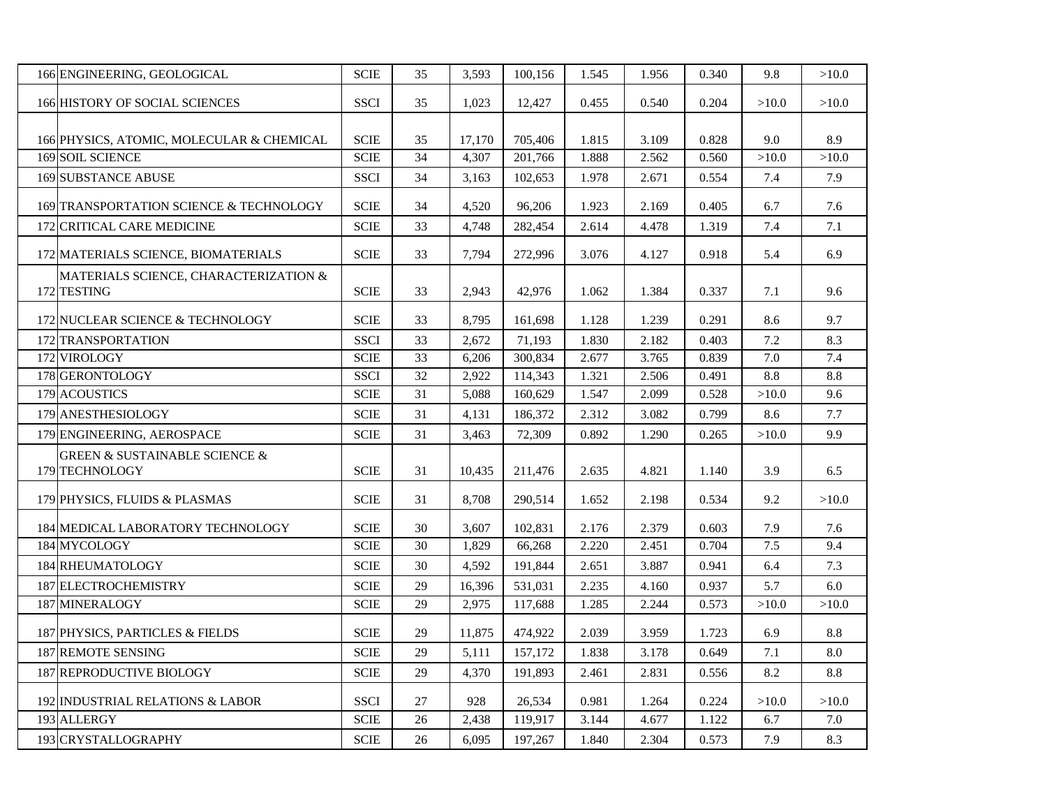| | | | | | | | | | | |
|---|---|---|---|---|---|---|---|---|---|---|
| 166 | ENGINEERING, GEOLOGICAL | SCIE | 35 | 3,593 | 100,156 | 1.545 | 1.956 | 0.340 | 9.8 | >10.0 |
| 166 | HISTORY OF SOCIAL SCIENCES | SSCI | 35 | 1,023 | 12,427 | 0.455 | 0.540 | 0.204 | >10.0 | >10.0 |
| 166 | PHYSICS, ATOMIC, MOLECULAR & CHEMICAL | SCIE | 35 | 17,170 | 705,406 | 1.815 | 3.109 | 0.828 | 9.0 | 8.9 |
| 169 | SOIL SCIENCE | SCIE | 34 | 4,307 | 201,766 | 1.888 | 2.562 | 0.560 | >10.0 | >10.0 |
| 169 | SUBSTANCE ABUSE | SSCI | 34 | 3,163 | 102,653 | 1.978 | 2.671 | 0.554 | 7.4 | 7.9 |
| 169 | TRANSPORTATION SCIENCE & TECHNOLOGY | SCIE | 34 | 4,520 | 96,206 | 1.923 | 2.169 | 0.405 | 6.7 | 7.6 |
| 172 | CRITICAL CARE MEDICINE | SCIE | 33 | 4,748 | 282,454 | 2.614 | 4.478 | 1.319 | 7.4 | 7.1 |
| 172 | MATERIALS SCIENCE, BIOMATERIALS | SCIE | 33 | 7,794 | 272,996 | 3.076 | 4.127 | 0.918 | 5.4 | 6.9 |
| 172 | MATERIALS SCIENCE, CHARACTERIZATION & TESTING | SCIE | 33 | 2,943 | 42,976 | 1.062 | 1.384 | 0.337 | 7.1 | 9.6 |
| 172 | NUCLEAR SCIENCE & TECHNOLOGY | SCIE | 33 | 8,795 | 161,698 | 1.128 | 1.239 | 0.291 | 8.6 | 9.7 |
| 172 | TRANSPORTATION | SSCI | 33 | 2,672 | 71,193 | 1.830 | 2.182 | 0.403 | 7.2 | 8.3 |
| 172 | VIROLOGY | SCIE | 33 | 6,206 | 300,834 | 2.677 | 3.765 | 0.839 | 7.0 | 7.4 |
| 178 | GERONTOLOGY | SSCI | 32 | 2,922 | 114,343 | 1.321 | 2.506 | 0.491 | 8.8 | 8.8 |
| 179 | ACOUSTICS | SCIE | 31 | 5,088 | 160,629 | 1.547 | 2.099 | 0.528 | >10.0 | 9.6 |
| 179 | ANESTHESIOLOGY | SCIE | 31 | 4,131 | 186,372 | 2.312 | 3.082 | 0.799 | 8.6 | 7.7 |
| 179 | ENGINEERING, AEROSPACE | SCIE | 31 | 3,463 | 72,309 | 0.892 | 1.290 | 0.265 | >10.0 | 9.9 |
| 179 | GREEN & SUSTAINABLE SCIENCE & TECHNOLOGY | SCIE | 31 | 10,435 | 211,476 | 2.635 | 4.821 | 1.140 | 3.9 | 6.5 |
| 179 | PHYSICS, FLUIDS & PLASMAS | SCIE | 31 | 8,708 | 290,514 | 1.652 | 2.198 | 0.534 | 9.2 | >10.0 |
| 184 | MEDICAL LABORATORY TECHNOLOGY | SCIE | 30 | 3,607 | 102,831 | 2.176 | 2.379 | 0.603 | 7.9 | 7.6 |
| 184 | MYCOLOGY | SCIE | 30 | 1,829 | 66,268 | 2.220 | 2.451 | 0.704 | 7.5 | 9.4 |
| 184 | RHEUMATOLOGY | SCIE | 30 | 4,592 | 191,844 | 2.651 | 3.887 | 0.941 | 6.4 | 7.3 |
| 187 | ELECTROCHEMISTRY | SCIE | 29 | 16,396 | 531,031 | 2.235 | 4.160 | 0.937 | 5.7 | 6.0 |
| 187 | MINERALOGY | SCIE | 29 | 2,975 | 117,688 | 1.285 | 2.244 | 0.573 | >10.0 | >10.0 |
| 187 | PHYSICS, PARTICLES & FIELDS | SCIE | 29 | 11,875 | 474,922 | 2.039 | 3.959 | 1.723 | 6.9 | 8.8 |
| 187 | REMOTE SENSING | SCIE | 29 | 5,111 | 157,172 | 1.838 | 3.178 | 0.649 | 7.1 | 8.0 |
| 187 | REPRODUCTIVE BIOLOGY | SCIE | 29 | 4,370 | 191,893 | 2.461 | 2.831 | 0.556 | 8.2 | 8.8 |
| 192 | INDUSTRIAL RELATIONS & LABOR | SSCI | 27 | 928 | 26,534 | 0.981 | 1.264 | 0.224 | >10.0 | >10.0 |
| 193 | ALLERGY | SCIE | 26 | 2,438 | 119,917 | 3.144 | 4.677 | 1.122 | 6.7 | 7.0 |
| 193 | CRYSTALLOGRAPHY | SCIE | 26 | 6,095 | 197,267 | 1.840 | 2.304 | 0.573 | 7.9 | 8.3 |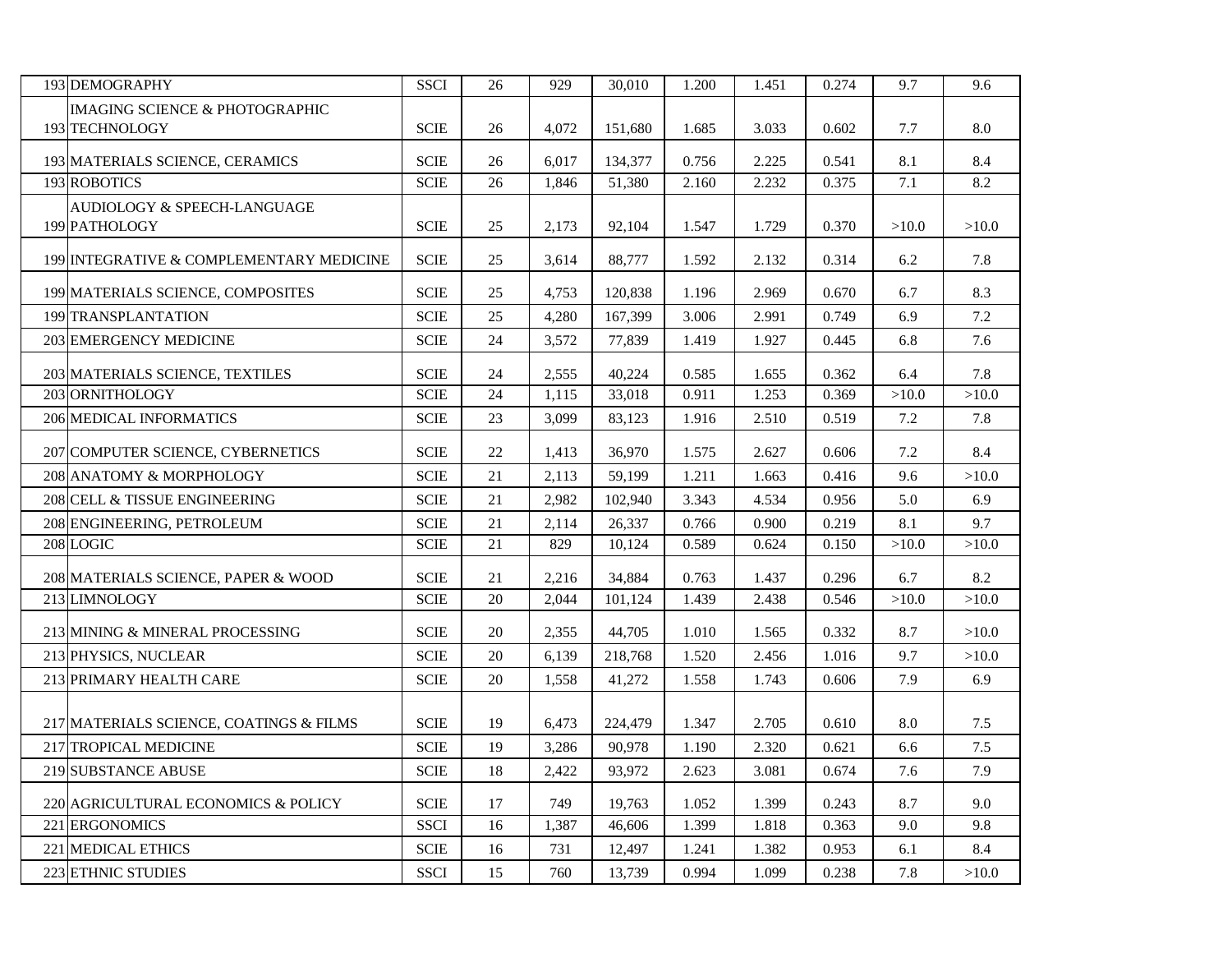| | | | | | | | | | | |
|---|---|---|---|---|---|---|---|---|---|---|
| 193 | DEMOGRAPHY | SSCI | 26 | 929 | 30,010 | 1.200 | 1.451 | 0.274 | 9.7 | 9.6 |
| 193 | IMAGING SCIENCE & PHOTOGRAPHIC TECHNOLOGY | SCIE | 26 | 4,072 | 151,680 | 1.685 | 3.033 | 0.602 | 7.7 | 8.0 |
| 193 | MATERIALS SCIENCE, CERAMICS | SCIE | 26 | 6,017 | 134,377 | 0.756 | 2.225 | 0.541 | 8.1 | 8.4 |
| 193 | ROBOTICS | SCIE | 26 | 1,846 | 51,380 | 2.160 | 2.232 | 0.375 | 7.1 | 8.2 |
| 199 | AUDIOLOGY & SPEECH-LANGUAGE PATHOLOGY | SCIE | 25 | 2,173 | 92,104 | 1.547 | 1.729 | 0.370 | >10.0 | >10.0 |
| 199 | INTEGRATIVE & COMPLEMENTARY MEDICINE | SCIE | 25 | 3,614 | 88,777 | 1.592 | 2.132 | 0.314 | 6.2 | 7.8 |
| 199 | MATERIALS SCIENCE, COMPOSITES | SCIE | 25 | 4,753 | 120,838 | 1.196 | 2.969 | 0.670 | 6.7 | 8.3 |
| 199 | TRANSPLANTATION | SCIE | 25 | 4,280 | 167,399 | 3.006 | 2.991 | 0.749 | 6.9 | 7.2 |
| 203 | EMERGENCY MEDICINE | SCIE | 24 | 3,572 | 77,839 | 1.419 | 1.927 | 0.445 | 6.8 | 7.6 |
| 203 | MATERIALS SCIENCE, TEXTILES | SCIE | 24 | 2,555 | 40,224 | 0.585 | 1.655 | 0.362 | 6.4 | 7.8 |
| 203 | ORNITHOLOGY | SCIE | 24 | 1,115 | 33,018 | 0.911 | 1.253 | 0.369 | >10.0 | >10.0 |
| 206 | MEDICAL INFORMATICS | SCIE | 23 | 3,099 | 83,123 | 1.916 | 2.510 | 0.519 | 7.2 | 7.8 |
| 207 | COMPUTER SCIENCE, CYBERNETICS | SCIE | 22 | 1,413 | 36,970 | 1.575 | 2.627 | 0.606 | 7.2 | 8.4 |
| 208 | ANATOMY & MORPHOLOGY | SCIE | 21 | 2,113 | 59,199 | 1.211 | 1.663 | 0.416 | 9.6 | >10.0 |
| 208 | CELL & TISSUE ENGINEERING | SCIE | 21 | 2,982 | 102,940 | 3.343 | 4.534 | 0.956 | 5.0 | 6.9 |
| 208 | ENGINEERING, PETROLEUM | SCIE | 21 | 2,114 | 26,337 | 0.766 | 0.900 | 0.219 | 8.1 | 9.7 |
| 208 | LOGIC | SCIE | 21 | 829 | 10,124 | 0.589 | 0.624 | 0.150 | >10.0 | >10.0 |
| 208 | MATERIALS SCIENCE, PAPER & WOOD | SCIE | 21 | 2,216 | 34,884 | 0.763 | 1.437 | 0.296 | 6.7 | 8.2 |
| 213 | LIMNOLOGY | SCIE | 20 | 2,044 | 101,124 | 1.439 | 2.438 | 0.546 | >10.0 | >10.0 |
| 213 | MINING & MINERAL PROCESSING | SCIE | 20 | 2,355 | 44,705 | 1.010 | 1.565 | 0.332 | 8.7 | >10.0 |
| 213 | PHYSICS, NUCLEAR | SCIE | 20 | 6,139 | 218,768 | 1.520 | 2.456 | 1.016 | 9.7 | >10.0 |
| 213 | PRIMARY HEALTH CARE | SCIE | 20 | 1,558 | 41,272 | 1.558 | 1.743 | 0.606 | 7.9 | 6.9 |
| 217 | MATERIALS SCIENCE, COATINGS & FILMS | SCIE | 19 | 6,473 | 224,479 | 1.347 | 2.705 | 0.610 | 8.0 | 7.5 |
| 217 | TROPICAL MEDICINE | SCIE | 19 | 3,286 | 90,978 | 1.190 | 2.320 | 0.621 | 6.6 | 7.5 |
| 219 | SUBSTANCE ABUSE | SCIE | 18 | 2,422 | 93,972 | 2.623 | 3.081 | 0.674 | 7.6 | 7.9 |
| 220 | AGRICULTURAL ECONOMICS & POLICY | SCIE | 17 | 749 | 19,763 | 1.052 | 1.399 | 0.243 | 8.7 | 9.0 |
| 221 | ERGONOMICS | SSCI | 16 | 1,387 | 46,606 | 1.399 | 1.818 | 0.363 | 9.0 | 9.8 |
| 221 | MEDICAL ETHICS | SCIE | 16 | 731 | 12,497 | 1.241 | 1.382 | 0.953 | 6.1 | 8.4 |
| 223 | ETHNIC STUDIES | SSCI | 15 | 760 | 13,739 | 0.994 | 1.099 | 0.238 | 7.8 | >10.0 |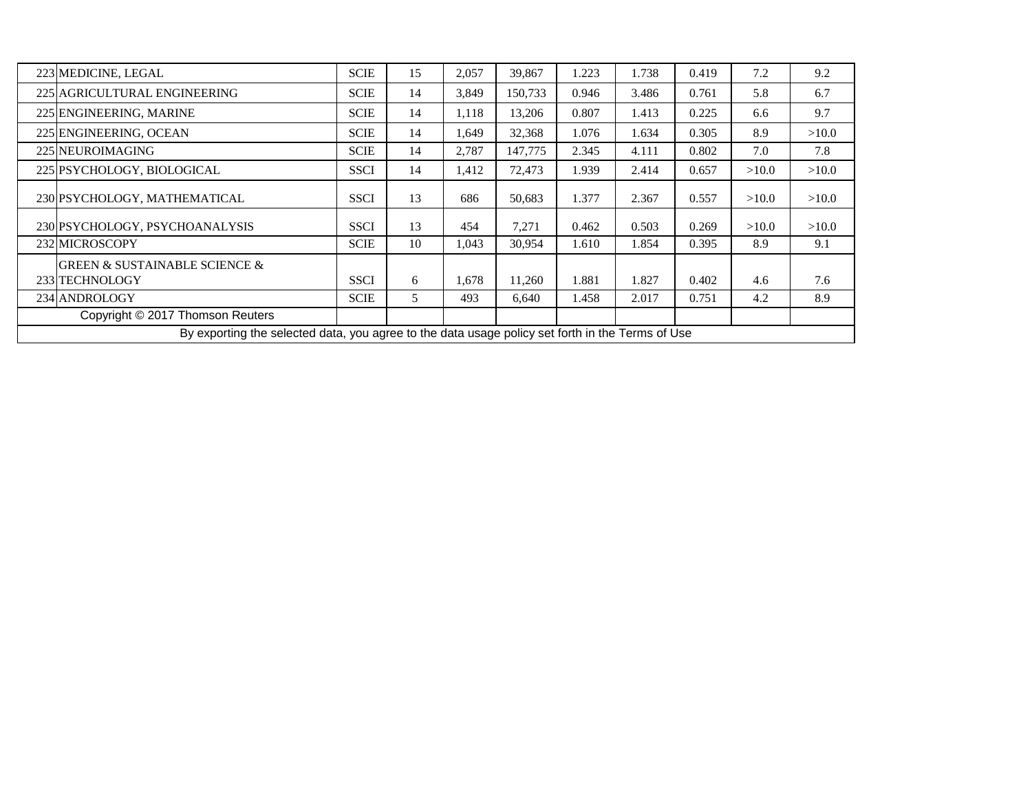| | | | | | | | | | | |
|---|---|---|---|---|---|---|---|---|---|---|
| 223 | MEDICINE, LEGAL | SCIE | 15 | 2,057 | 39,867 | 1.223 | 1.738 | 0.419 | 7.2 | 9.2 |
| 225 | AGRICULTURAL ENGINEERING | SCIE | 14 | 3,849 | 150,733 | 0.946 | 3.486 | 0.761 | 5.8 | 6.7 |
| 225 | ENGINEERING, MARINE | SCIE | 14 | 1,118 | 13,206 | 0.807 | 1.413 | 0.225 | 6.6 | 9.7 |
| 225 | ENGINEERING, OCEAN | SCIE | 14 | 1,649 | 32,368 | 1.076 | 1.634 | 0.305 | 8.9 | >10.0 |
| 225 | NEUROIMAGING | SCIE | 14 | 2,787 | 147,775 | 2.345 | 4.111 | 0.802 | 7.0 | 7.8 |
| 225 | PSYCHOLOGY, BIOLOGICAL | SSCI | 14 | 1,412 | 72,473 | 1.939 | 2.414 | 0.657 | >10.0 | >10.0 |
| 230 | PSYCHOLOGY, MATHEMATICAL | SSCI | 13 | 686 | 50,683 | 1.377 | 2.367 | 0.557 | >10.0 | >10.0 |
| 230 | PSYCHOLOGY, PSYCHOANALYSIS | SSCI | 13 | 454 | 7,271 | 0.462 | 0.503 | 0.269 | >10.0 | >10.0 |
| 232 | MICROSCOPY | SCIE | 10 | 1,043 | 30,954 | 1.610 | 1.854 | 0.395 | 8.9 | 9.1 |
| 233 | GREEN & SUSTAINABLE SCIENCE & TECHNOLOGY | SSCI | 6 | 1,678 | 11,260 | 1.881 | 1.827 | 0.402 | 4.6 | 7.6 |
| 234 | ANDROLOGY | SCIE | 5 | 493 | 6,640 | 1.458 | 2.017 | 0.751 | 4.2 | 8.9 |
| Copyright © 2017 Thomson Reuters | | | | | | | | | | |
| By exporting the selected data, you agree to the data usage policy set forth in the Terms of Use | | | | | | | | | | |